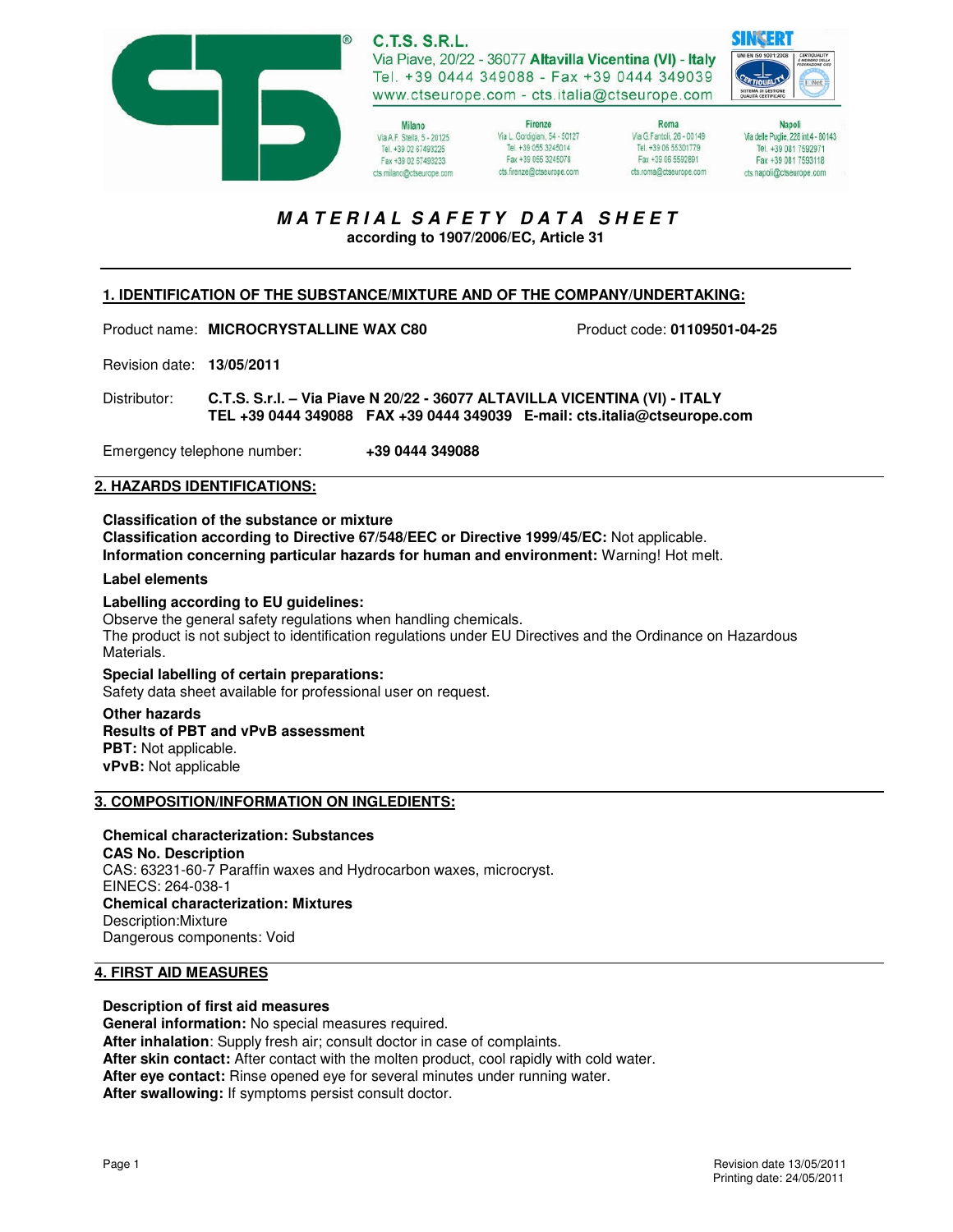C.T.S. S.R.L.
Via Piave, 20/22 - 36077 **Altavilla Vicentina (VI) - Italy**
Tel. +39 0444 349088 - Fax +39 0444 349039
www.ctseurope.com - cts.italia@ctseurope.com

**Milano** Via A.F. Stella, 5 - 20125 Tel. +39 02 67493225 Fax +39 02 67493233 cts.milano@ctseurope.com

**Firenze** Via L. Gordigiani, 54 - 50127 Tel. +39 055 3245014 Fax +39 055 3245078 cts.firenze@ctseurope.com

**Roma** Via G.Fantoli, 26 - 00149 Tel. +39 06 55301779 Fax +39 06 5592891 cts.roma@ctseurope.com

**Napoli** Via delle Puglie, 228 int.4 - 80143 Tel. +39 081 7592971 Fax +39 081 7593118 cts.napoli@ctseurope.com

# MATERIAL SAFETY DATA SHEET

**according to 1907/2006/EC, Article 31**

## 1. IDENTIFICATION OF THE SUBSTANCE/MIXTURE AND OF THE COMPANY/UNDERTAKING:

Product name: **MICROCRYSTALLINE WAX C80**

Product code: **01109501-04-25**

Revision date: **13/05/2011**

Distributor: **C.T.S. S.r.l. – Via Piave N 20/22 - 36077 ALTAVILLA VICENTINA (VI) - ITALY**
**TEL +39 0444 349088 FAX +39 0444 349039 E-mail: cts.italia@ctseurope.com**

Emergency telephone number: **+39 0444 349088**

## 2. HAZARDS IDENTIFICATIONS:

**Classification of the substance or mixture**
**Classification according to Directive 67/548/EEC or Directive 1999/45/EC:** Not applicable.
**Information concerning particular hazards for human and environment:** Warning! Hot melt.

**Label elements**

**Labelling according to EU guidelines:**
Observe the general safety regulations when handling chemicals.
The product is not subject to identification regulations under EU Directives and the Ordinance on Hazardous Materials.

**Special labelling of certain preparations:**
Safety data sheet available for professional user on request.

**Other hazards**
**Results of PBT and vPvB assessment**
**PBT:** Not applicable.
**vPvB:** Not applicable

## 3. COMPOSITION/INFORMATION ON INGLEDIENTS:

**Chemical characterization: Substances**
**CAS No. Description**
CAS: 63231-60-7 Paraffin waxes and Hydrocarbon waxes, microcryst.
EINECS: 264-038-1
**Chemical characterization: Mixtures**
Description:Mixture
Dangerous components: Void

## 4. FIRST AID MEASURES

**Description of first aid measures**
**General information:** No special measures required.
**After inhalation**: Supply fresh air; consult doctor in case of complaints.
**After skin contact:** After contact with the molten product, cool rapidly with cold water.
**After eye contact:** Rinse opened eye for several minutes under running water.
**After swallowing:** If symptoms persist consult doctor.

Revision date 13/05/2011
Printing date: 24/05/2011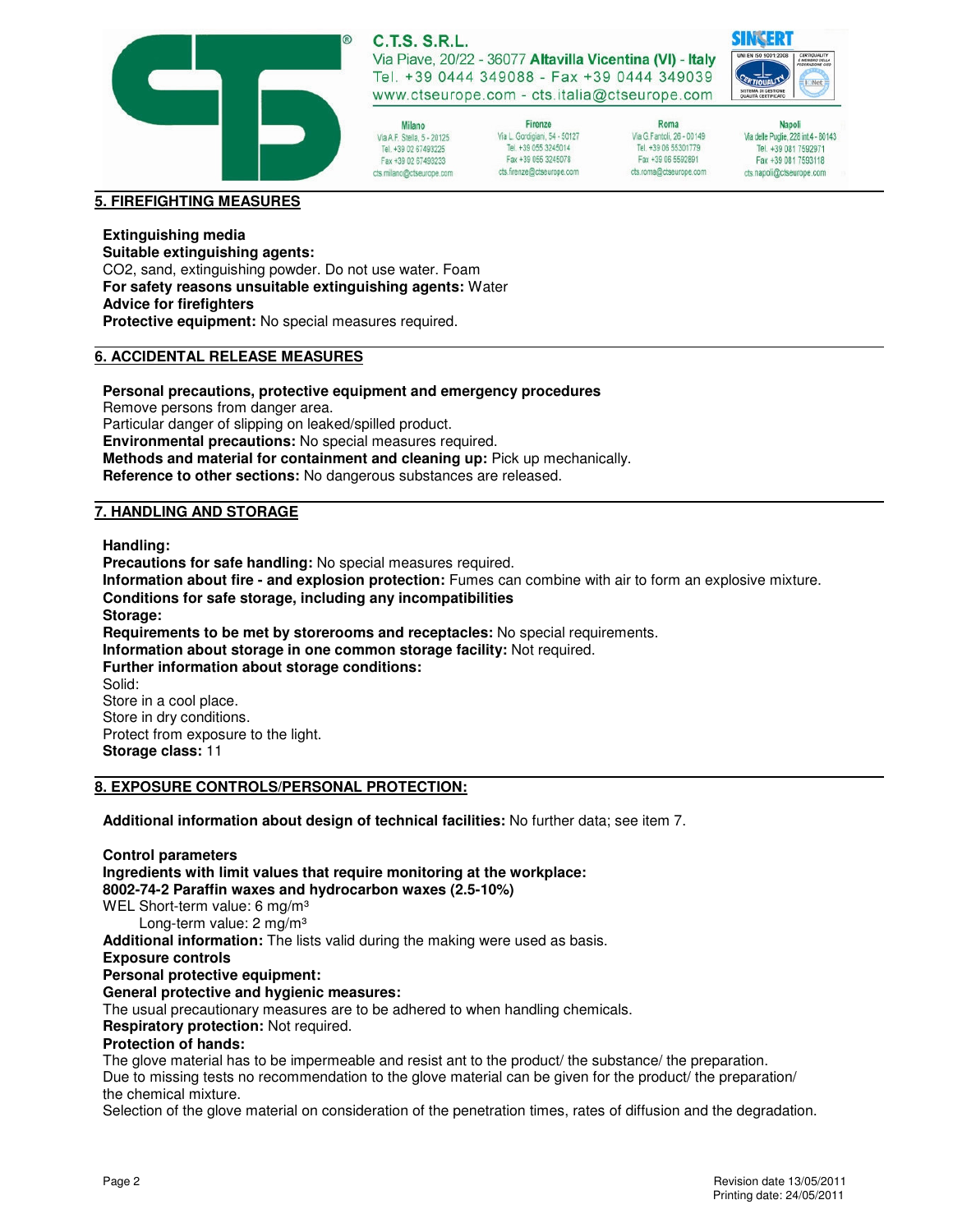## 5. FIREFIGHTING MEASURES

**Extinguishing media**
**Suitable extinguishing agents:**
$CO_2$, sand, extinguishing powder. Do not use water. Foam
**For safety reasons unsuitable extinguishing agents:** Water
**Advice for firefighters**
**Protective equipment:** No special measures required.

## 6. ACCIDENTAL RELEASE MEASURES

**Personal precautions, protective equipment and emergency procedures**
Remove persons from danger area.
Particular danger of slipping on leaked/spilled product.
**Environmental precautions:** No special measures required.
**Methods and material for containment and cleaning up:** Pick up mechanically.
**Reference to other sections:** No dangerous substances are released.

## 7. HANDLING AND STORAGE

**Handling:**
**Precautions for safe handling:** No special measures required.
**Information about fire - and explosion protection:** Fumes can combine with air to form an explosive mixture.
**Conditions for safe storage, including any incompatibilities**
**Storage:**
**Requirements to be met by storerooms and receptacles:** No special requirements.
**Information about storage in one common storage facility:** Not required.
**Further information about storage conditions:**
Solid:
Store in a cool place.
Store in dry conditions.
Protect from exposure to the light.
**Storage class:** 11

## 8. EXPOSURE CONTROLS/PERSONAL PROTECTION:

**Additional information about design of technical facilities:** No further data; see item 7.

**Control parameters**
**Ingredients with limit values that require monitoring at the workplace:**
**8002-74-2 Paraffin waxes and hydrocarbon waxes (2.5-10%)**
WEL Short-term value: 6 mg/m³
Long-term value: 2 mg/m³
**Additional information:** The lists valid during the making were used as basis.
**Exposure controls**
**Personal protective equipment:**
**General protective and hygienic measures:**
The usual precautionary measures are to be adhered to when handling chemicals.
**Respiratory protection:** Not required.
**Protection of hands:**
The glove material has to be impermeable and resist ant to the product/ the substance/ the preparation.
Due to missing tests no recommendation to the glove material can be given for the product/ the preparation/ the chemical mixture.
Selection of the glove material on consideration of the penetration times, rates of diffusion and the degradation.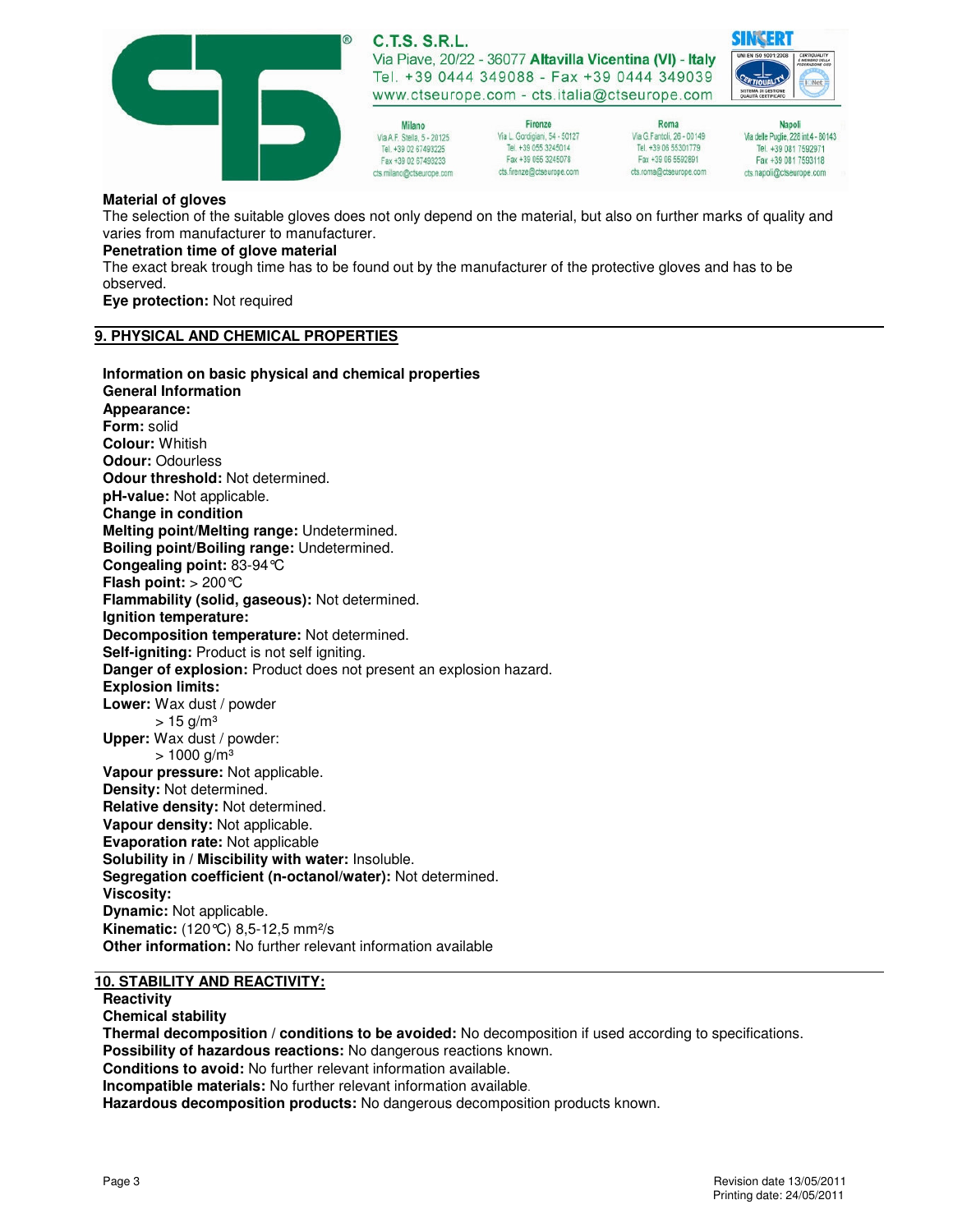**Material of gloves**
The selection of the suitable gloves does not only depend on the material, but also on further marks of quality and varies from manufacturer to manufacturer.
**Penetration time of glove material**
The exact break trough time has to be found out by the manufacturer of the protective gloves and has to be observed.
**Eye protection:** Not required

## 9. PHYSICAL AND CHEMICAL PROPERTIES

**Information on basic physical and chemical properties**
**General Information**
**Appearance:**
**Form:** solid
**Colour:** Whitish
**Odour:** Odourless
**Odour threshold:** Not determined.
**pH-value:** Not applicable.
**Change in condition**
**Melting point/Melting range:** Undetermined.
**Boiling point/Boiling range:** Undetermined.
**Congealing point:** 83-94°C
**Flash point:** > 200°C
**Flammability (solid, gaseous):** Not determined.
**Ignition temperature:**
**Decomposition temperature:** Not determined.
**Self-igniting:** Product is not self igniting.
**Danger of explosion:** Product does not present an explosion hazard.
**Explosion limits:**
**Lower:** Wax dust / powder
> 15 g/m³
**Upper:** Wax dust / powder:
> 1000 g/m³
**Vapour pressure:** Not applicable.
**Density:** Not determined.
**Relative density:** Not determined.
**Vapour density:** Not applicable.
**Evaporation rate:** Not applicable
**Solubility in / Miscibility with water:** Insoluble.
**Segregation coefficient (n-octanol/water):** Not determined.
**Viscosity:**
**Dynamic:** Not applicable.
**Kinematic:** (120°C) 8,5-12,5 mm²/s
**Other information:** No further relevant information available

## 10. STABILITY AND REACTIVITY:

**Reactivity**
**Chemical stability**
**Thermal decomposition / conditions to be avoided:** No decomposition if used according to specifications.
**Possibility of hazardous reactions:** No dangerous reactions known.
**Conditions to avoid:** No further relevant information available.
**Incompatible materials:** No further relevant information available.
**Hazardous decomposition products:** No dangerous decomposition products known.

Revision date 13/05/2011
Printing date: 24/05/2011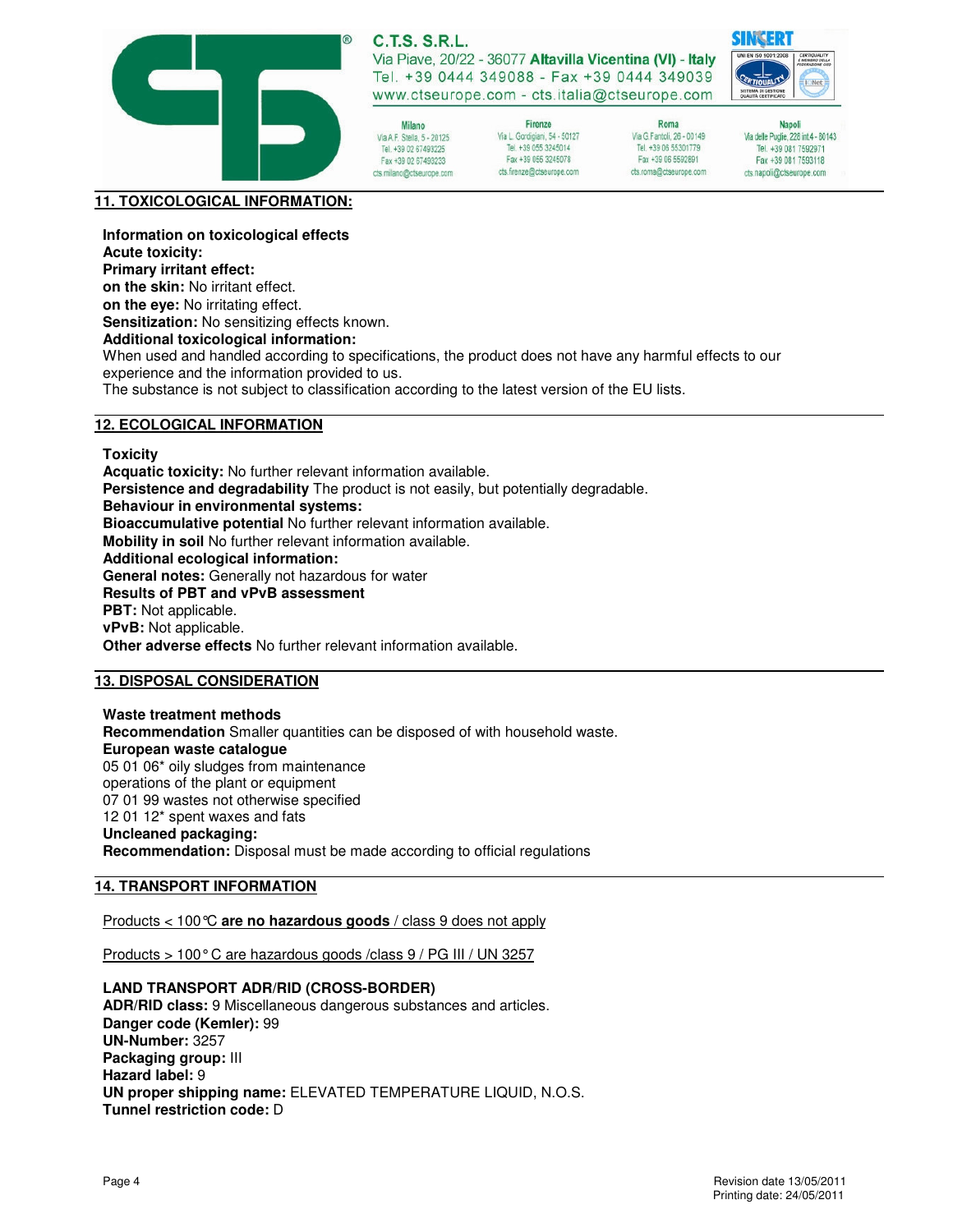## 11. TOXICOLOGICAL INFORMATION:

**Information on toxicological effects**
**Acute toxicity:**
**Primary irritant effect:**
**on the skin:** No irritant effect.
**on the eye:** No irritating effect.
**Sensitization:** No sensitizing effects known.
**Additional toxicological information:**
When used and handled according to specifications, the product does not have any harmful effects to our experience and the information provided to us.
The substance is not subject to classification according to the latest version of the EU lists.

## 12. ECOLOGICAL INFORMATION

**Toxicity**
**Acquatic toxicity:** No further relevant information available.
**Persistence and degradability** The product is not easily, but potentially degradable.
**Behaviour in environmental systems:**
**Bioaccumulative potential** No further relevant information available.
**Mobility in soil** No further relevant information available.
**Additional ecological information:**
**General notes:** Generally not hazardous for water
**Results of PBT and vPvB assessment**
**PBT:** Not applicable.
**vPvB:** Not applicable.
**Other adverse effects** No further relevant information available.

## 13. DISPOSAL CONSIDERATION

**Waste treatment methods**
**Recommendation** Smaller quantities can be disposed of with household waste.
**European waste catalogue**
05 01 06* oily sludges from maintenance operations of the plant or equipment
07 01 99 wastes not otherwise specified
12 01 12* spent waxes and fats
**Uncleaned packaging:**
**Recommendation:** Disposal must be made according to official regulations

## 14. TRANSPORT INFORMATION

Products < 100℃ **are no hazardous goods** / class 9 does not apply

Products > 100° C are hazardous goods /class 9 / PG III / UN 3257

**LAND TRANSPORT ADR/RID (CROSS-BORDER)**
**ADR/RID class:** 9 Miscellaneous dangerous substances and articles.
**Danger code (Kemler):** 99
**UN-Number:** 3257
**Packaging group:** III
**Hazard label:** 9
**UN proper shipping name:** ELEVATED TEMPERATURE LIQUID, N.O.S.
**Tunnel restriction code:** D

Revision date 13/05/2011
Printing date: 24/05/2011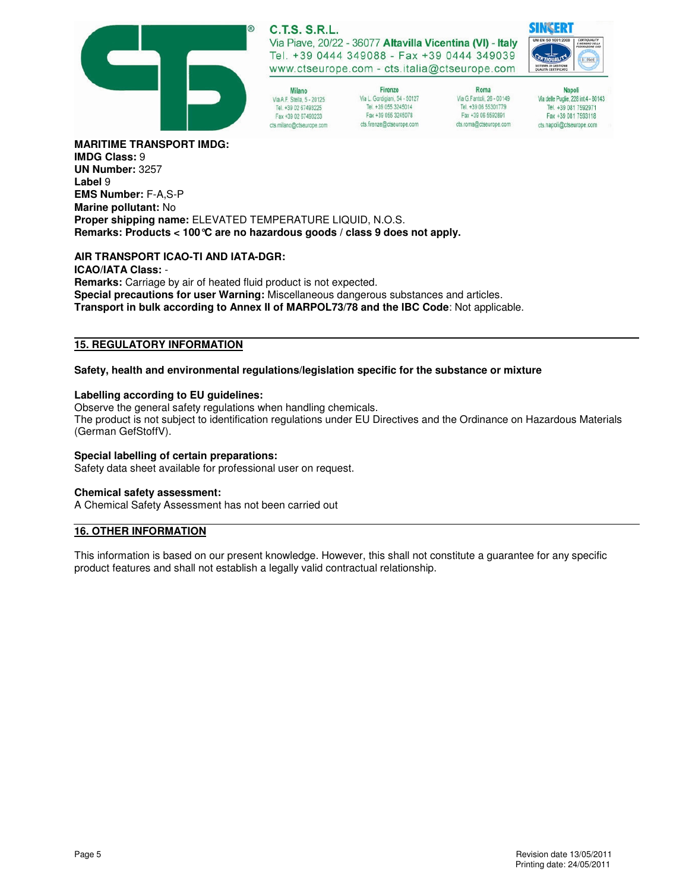**MARITIME TRANSPORT IMDG:**
**IMDG Class:** 9
**UN Number:** 3257
**Label** 9
**EMS Number:** F-A,S-P
**Marine pollutant:** No
**Proper shipping name:** ELEVATED TEMPERATURE LIQUID, N.O.S.
**Remarks: Products < 100°C are no hazardous goods / class 9 does not apply.**

**AIR TRANSPORT ICAO-TI AND IATA-DGR:**
**ICAO/IATA Class:** -
**Remarks:** Carriage by air of heated fluid product is not expected.
**Special precautions for user Warning:** Miscellaneous dangerous substances and articles.
**Transport in bulk according to Annex II of MARPOL73/78 and the IBC Code**: Not applicable.

## 15. REGULATORY INFORMATION

**Safety, health and environmental regulations/legislation specific for the substance or mixture**

**Labelling according to EU guidelines:**
Observe the general safety regulations when handling chemicals.
The product is not subject to identification regulations under EU Directives and the Ordinance on Hazardous Materials (German GefStoffV).

**Special labelling of certain preparations:**
Safety data sheet available for professional user on request.

**Chemical safety assessment:**
A Chemical Safety Assessment has not been carried out

## 16. OTHER INFORMATION

This information is based on our present knowledge. However, this shall not constitute a guarantee for any specific product features and shall not establish a legally valid contractual relationship.